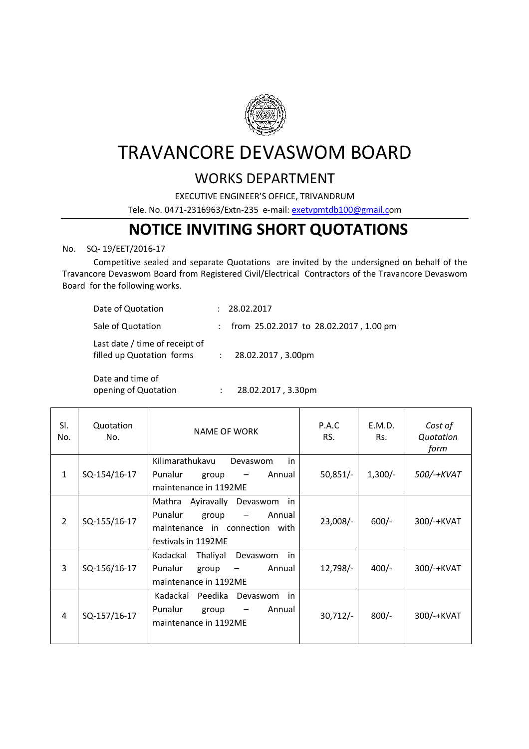# TRAVANCORE DEVASWOM BOARD

## WORKS DEPARTMENT

EXECUTIVE ENGINEER'S OFFICE, TRIVANDRUM

Tele. No. 0471-2316963/Extn-235 e-mail: exetvpmtdb100@gmail.com

# NOTICE INVITING SHORT QUOTATIONS

No. SQ- 19/EET/2016-17

Competitive sealed and separate Quotations are invited by the undersigned on behalf of the Travancore Devaswom Board from Registered Civil/Electrical Contractors of the Travancore Devaswom Board for the following works.

Date of Quotation : 28.02.2017

Sale of Quotation : from 25.02.2017 to 28.02.2017 , 1.00 pm

Last date / time of receipt of filled up Quotation forms : 28.02.2017 , 3.00pm

Date and time of opening of Quotation : 28.02.2017 , 3.30pm

| Sl. No. | Quotation No. | NAME OF WORK | P.A.C RS. | E.M.D. Rs. | *Cost of Quotation form* |
|---|---|---|---|---|---|
| 1 | SQ-154/16-17 | Kilimarathukavu Devaswom in Punalur group – Annual maintenance in 1192ME | 50,851/- | 1,300/- | *500/-+KVAT* |
| 2 | SQ-155/16-17 | Mathra Ayiravally Devaswom in Punalur group – Annual maintenance in connection with festivals in 1192ME | 23,008/- | 600/- | 300/-+KVAT |
| 3 | SQ-156/16-17 | Kadackal Thaliyal Devaswom in Punalur group – Annual maintenance in 1192ME | 12,798/- | 400/- | 300/-+KVAT |
| 4 | SQ-157/16-17 | Kadackal Peedika Devaswom in Punalur group – Annual maintenance in 1192ME | 30,712/- | 800/- | 300/-+KVAT |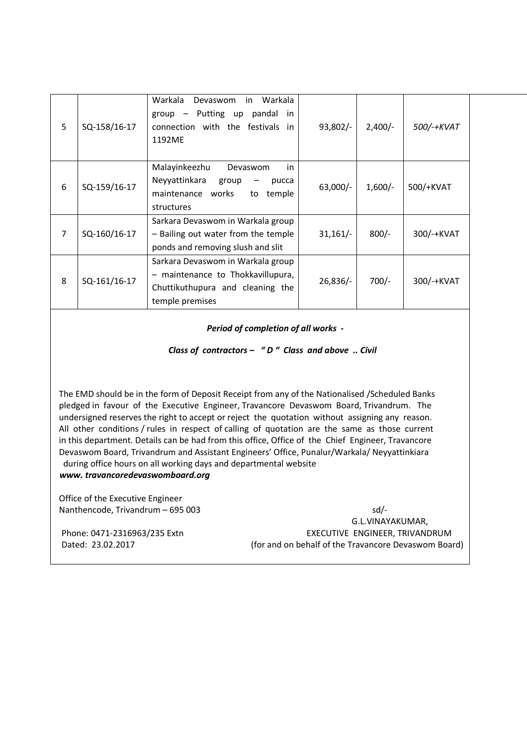| | | | | | |
|---|---|---|---|---|---|
| 5 | SQ-158/16-17 | Warkala Devaswom in Warkala group – Putting up pandal in connection with the festivals in 1192ME | 93,802/- | 2,400/- | *500/-+KVAT* |
| 6 | SQ-159/16-17 | Malayinkeezhu Devaswom in Neyyattinkara group – pucca maintenance works to temple structures | 63,000/- | 1,600/- | 500/+KVAT |
| 7 | SQ-160/16-17 | Sarkara Devaswom in Warkala group – Bailing out water from the temple ponds and removing slush and slit | 31,161/- | 800/- | 300/-+KVAT |
| 8 | SQ-161/16-17 | Sarkara Devaswom in Warkala group – maintenance to Thokkavillupura, Chuttikuthupura and cleaning the temple premises | 26,836/- | 700/- | 300/-+KVAT |

***Period of completion of all works -***

***Class of contractors – " D " Class and above .. Civil***

The EMD should be in the form of Deposit Receipt from any of the Nationalised /Scheduled Banks pledged in favour of the Executive Engineer, Travancore Devaswom Board, Trivandrum. The undersigned reserves the right to accept or reject the quotation without assigning any reason. All other conditions / rules in respect of calling of quotation are the same as those current in this department. Details can be had from this office, Office of the Chief Engineer, Travancore Devaswom Board, Trivandrum and Assistant Engineers' Office, Punalur/Warkala/ Neyyattinkiara during office hours on all working days and departmental website
***www. travancoredevaswomboard.org***

Office of the Executive Engineer
Nanthencode, Trivandrum – 695 003

Phone: 0471-2316963/235 Extn
Dated: 23.02.2017

sd/-
G.L.VINAYAKUMAR,
EXECUTIVE ENGINEER, TRIVANDRUM
(for and on behalf of the Travancore Devaswom Board)